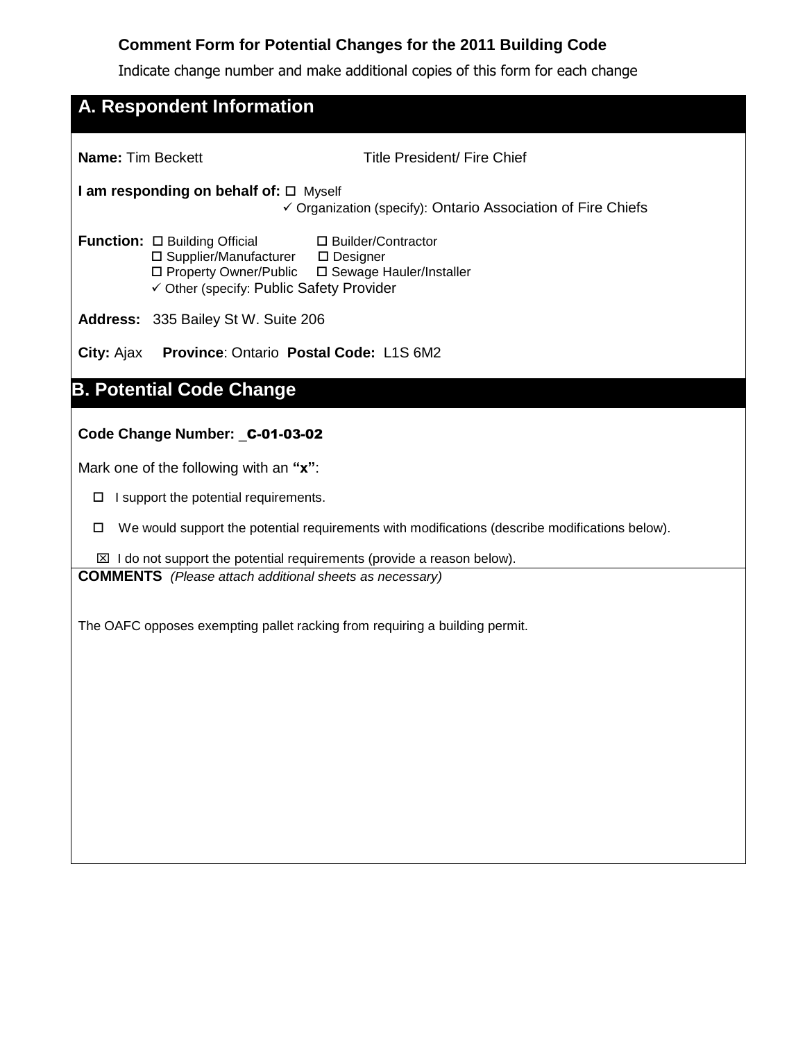**Comment Form for Potential Changes for the 2011 Building Code**

Indicate change number and make additional copies of this form for each change

## A. Respondent Information

**Name:** Tim Beckett    Title President/ Fire Chief

**I am responding on behalf of:** ☐ Myself
✓ Organization (specify): Ontario Association of Fire Chiefs

**Function:** ☐ Building Official ☐ Builder/Contractor
☐ Supplier/Manufacturer ☐ Designer
☐ Property Owner/Public ☐ Sewage Hauler/Installer
✓ Other (specify: Public Safety Provider

**Address:** 335 Bailey St W. Suite 206

**City:** Ajax  **Province**: Ontario **Postal Code:** L1S 6M2

## B. Potential Code Change

**Code Change Number: _C-01-03-02**

Mark one of the following with an **"x"**:

☐ I support the potential requirements.

☐ We would support the potential requirements with modifications (describe modifications below).

☒ I do not support the potential requirements (provide a reason below).

**COMMENTS** *(Please attach additional sheets as necessary)*

The OAFC opposes exempting pallet racking from requiring a building permit.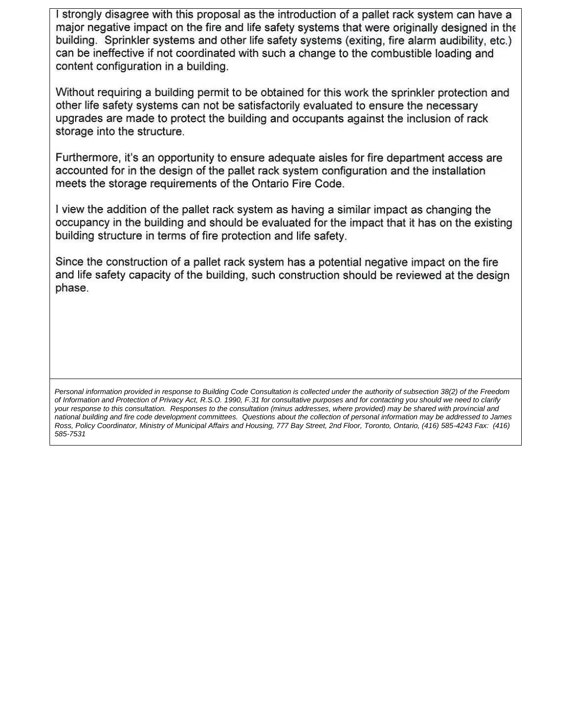I strongly disagree with this proposal as the introduction of a pallet rack system can have a major negative impact on the fire and life safety systems that were originally designed in the building. Sprinkler systems and other life safety systems (exiting, fire alarm audibility, etc.) can be ineffective if not coordinated with such a change to the combustible loading and content configuration in a building.

Without requiring a building permit to be obtained for this work the sprinkler protection and other life safety systems can not be satisfactorily evaluated to ensure the necessary upgrades are made to protect the building and occupants against the inclusion of rack storage into the structure.

Furthermore, it's an opportunity to ensure adequate aisles for fire department access are accounted for in the design of the pallet rack system configuration and the installation meets the storage requirements of the Ontario Fire Code.

I view the addition of the pallet rack system as having a similar impact as changing the occupancy in the building and should be evaluated for the impact that it has on the existing building structure in terms of fire protection and life safety.

Since the construction of a pallet rack system has a potential negative impact on the fire and life safety capacity of the building, such construction should be reviewed at the design phase.

*Personal information provided in response to Building Code Consultation is collected under the authority of subsection 38(2) of the Freedom of Information and Protection of Privacy Act, R.S.O. 1990, F.31 for consultative purposes and for contacting you should we need to clarify your response to this consultation. Responses to the consultation (minus addresses, where provided) may be shared with provincial and national building and fire code development committees. Questions about the collection of personal information may be addressed to James Ross, Policy Coordinator, Ministry of Municipal Affairs and Housing, 777 Bay Street, 2nd Floor, Toronto, Ontario, (416) 585-4243 Fax: (416) 585-7531*